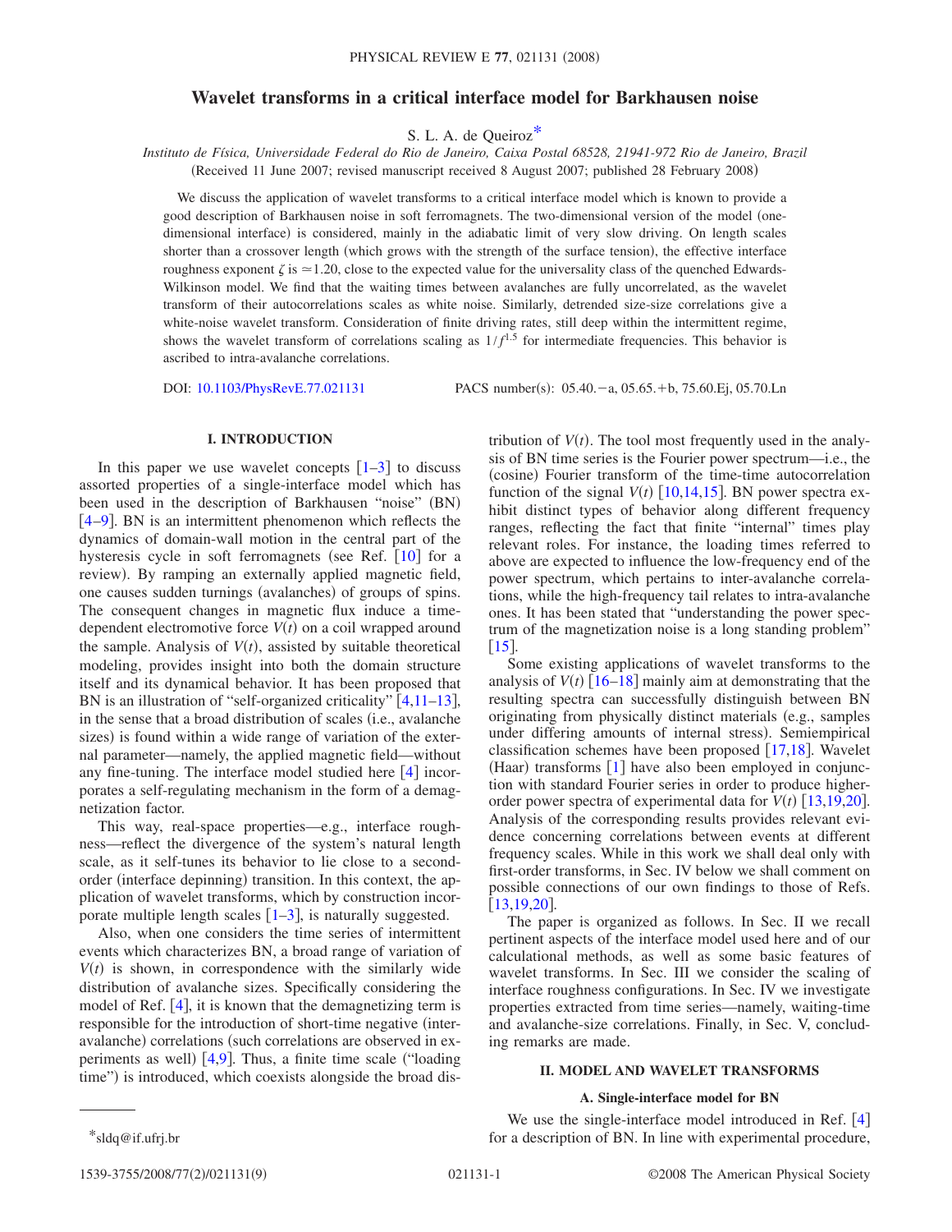# Wavelet transforms in a critical interface model for Barkhausen noise

S. L. A. de Queiroz*

*Instituto de Física, Universidade Federal do Rio de Janeiro, Caixa Postal 68528, 21941-972 Rio de Janeiro, Brazil*

(Received 11 June 2007; revised manuscript received 8 August 2007; published 28 February 2008)

We discuss the application of wavelet transforms to a critical interface model which is known to provide a good description of Barkhausen noise in soft ferromagnets. The two-dimensional version of the model (one-dimensional interface) is considered, mainly in the adiabatic limit of very slow driving. On length scales shorter than a crossover length (which grows with the strength of the surface tension), the effective interface roughness exponent $\zeta$ is $\simeq 1.20$, close to the expected value for the universality class of the quenched Edwards-Wilkinson model. We find that the waiting times between avalanches are fully uncorrelated, as the wavelet transform of their autocorrelations scales as white noise. Similarly, detrended size-size correlations give a white-noise wavelet transform. Consideration of finite driving rates, still deep within the intermittent regime, shows the wavelet transform of correlations scaling as $1/f^{1.5}$ for intermediate frequencies. This behavior is ascribed to intra-avalanche correlations.

DOI: 10.1103/PhysRevE.77.021131 PACS number(s): 05.40.−a, 05.65.+b, 75.60.Ej, 05.70.Ln

## I. INTRODUCTION

In this paper we use wavelet concepts [1–3] to discuss assorted properties of a single-interface model which has been used in the description of Barkhausen "noise" (BN) [4–9]. BN is an intermittent phenomenon which reflects the dynamics of domain-wall motion in the central part of the hysteresis cycle in soft ferromagnets (see Ref. [10] for a review). By ramping an externally applied magnetic field, one causes sudden turnings (avalanches) of groups of spins. The consequent changes in magnetic flux induce a time-dependent electromotive force $V(t)$ on a coil wrapped around the sample. Analysis of $V(t)$, assisted by suitable theoretical modeling, provides insight into both the domain structure itself and its dynamical behavior. It has been proposed that BN is an illustration of "self-organized criticality" [4,11–13], in the sense that a broad distribution of scales (i.e., avalanche sizes) is found within a wide range of variation of the external parameter—namely, the applied magnetic field—without any fine-tuning. The interface model studied here [4] incorporates a self-regulating mechanism in the form of a demagnetization factor.

This way, real-space properties—e.g., interface roughness—reflect the divergence of the system's natural length scale, as it self-tunes its behavior to lie close to a second-order (interface depinning) transition. In this context, the application of wavelet transforms, which by construction incorporate multiple length scales [1–3], is naturally suggested.

Also, when one considers the time series of intermittent events which characterizes BN, a broad range of variation of $V(t)$ is shown, in correspondence with the similarly wide distribution of avalanche sizes. Specifically considering the model of Ref. [4], it is known that the demagnetizing term is responsible for the introduction of short-time negative (inter-avalanche) correlations (such correlations are observed in experiments as well) [4,9]. Thus, a finite time scale ("loading time") is introduced, which coexists alongside the broad distribution of $V(t)$. The tool most frequently used in the analysis of BN time series is the Fourier power spectrum—i.e., the (cosine) Fourier transform of the time-time autocorrelation function of the signal $V(t)$ [10,14,15]. BN power spectra exhibit distinct types of behavior along different frequency ranges, reflecting the fact that finite "internal" times play relevant roles. For instance, the loading times referred to above are expected to influence the low-frequency end of the power spectrum, which pertains to inter-avalanche correlations, while the high-frequency tail relates to intra-avalanche ones. It has been stated that "understanding the power spectrum of the magnetization noise is a long standing problem" [15].

Some existing applications of wavelet transforms to the analysis of $V(t)$ [16–18] mainly aim at demonstrating that the resulting spectra can successfully distinguish between BN originating from physically distinct materials (e.g., samples under differing amounts of internal stress). Semiempirical classification schemes have been proposed [17,18]. Wavelet (Haar) transforms [1] have also been employed in conjunction with standard Fourier series in order to produce higher-order power spectra of experimental data for $V(t)$ [13,19,20]. Analysis of the corresponding results provides relevant evidence concerning correlations between events at different frequency scales. While in this work we shall deal only with first-order transforms, in Sec. IV below we shall comment on possible connections of our own findings to those of Refs. [13,19,20].

The paper is organized as follows. In Sec. II we recall pertinent aspects of the interface model used here and of our calculational methods, as well as some basic features of wavelet transforms. In Sec. III we consider the scaling of interface roughness configurations. In Sec. IV we investigate properties extracted from time series—namely, waiting-time and avalanche-size correlations. Finally, in Sec. V, concluding remarks are made.

## II. MODEL AND WAVELET TRANSFORMS

### A. Single-interface model for BN

We use the single-interface model introduced in Ref. [4] for a description of BN. In line with experimental procedure,

*sldq@if.ufrj.br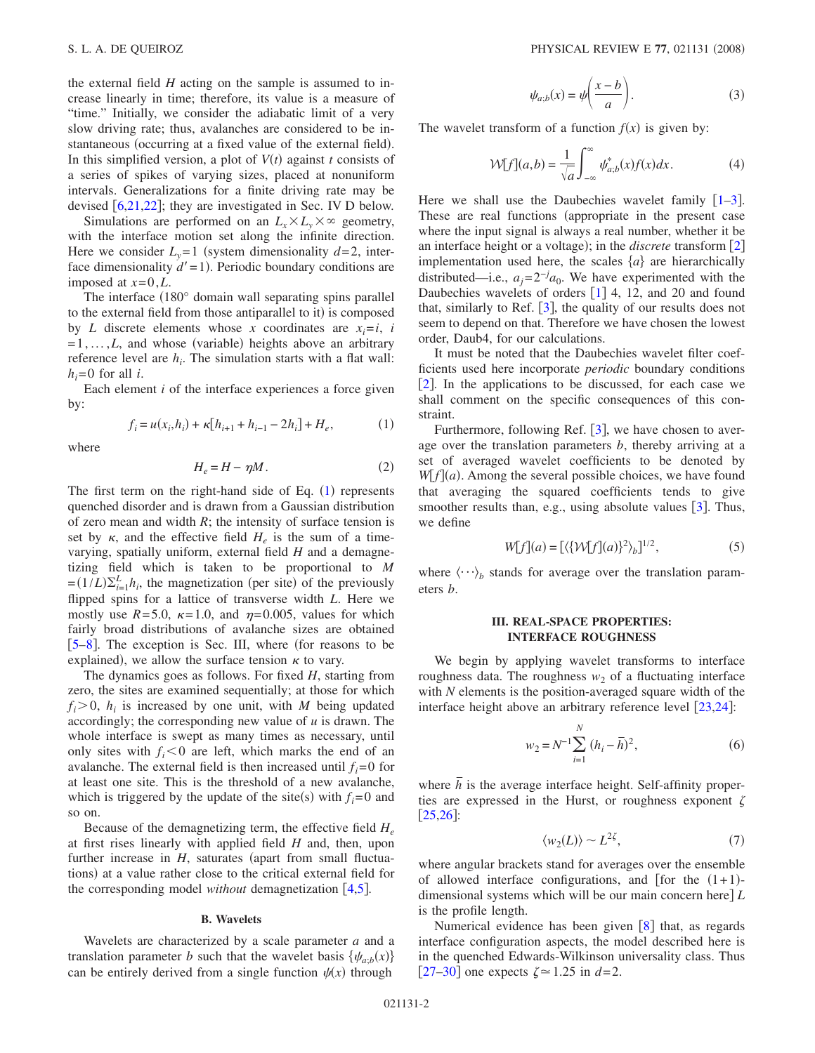the external field $H$ acting on the sample is assumed to increase linearly in time; therefore, its value is a measure of "time." Initially, we consider the adiabatic limit of a very slow driving rate; thus, avalanches are considered to be instantaneous (occurring at a fixed value of the external field). In this simplified version, a plot of $V(t)$ against $t$ consists of a series of spikes of varying sizes, placed at nonuniform intervals. Generalizations for a finite driving rate may be devised [6,21,22]; they are investigated in Sec. IV D below.

Simulations are performed on an $L_x \times L_y \times \infty$ geometry, with the interface motion set along the infinite direction. Here we consider $L_y = 1$ (system dimensionality $d=2$, interface dimensionality $d'=1$). Periodic boundary conditions are imposed at $x=0, L$.

The interface (180° domain wall separating spins parallel to the external field from those antiparallel to it) is composed by $L$ discrete elements whose $x$ coordinates are $x_i = i$, $i = 1, \ldots, L$, and whose (variable) heights above an arbitrary reference level are $h_i$. The simulation starts with a flat wall: $h_i = 0$ for all $i$.

Each element $i$ of the interface experiences a force given by:

$$f_i = u(x_i, h_i) + \kappa[h_{i+1} + h_{i-1} - 2h_i] + H_e, \tag{1}$$

where

$$H_e = H - \eta M. \tag{2}$$

The first term on the right-hand side of Eq. (1) represents quenched disorder and is drawn from a Gaussian distribution of zero mean and width $R$; the intensity of surface tension is set by $\kappa$, and the effective field $H_e$ is the sum of a time-varying, spatially uniform, external field $H$ and a demagnetizing field which is taken to be proportional to $M = (1/L)\sum_{i=1}^{L} h_i$, the magnetization (per site) of the previously flipped spins for a lattice of transverse width $L$. Here we mostly use $R=5.0$, $\kappa=1.0$, and $\eta=0.005$, values for which fairly broad distributions of avalanche sizes are obtained [5–8]. The exception is Sec. III, where (for reasons to be explained), we allow the surface tension $\kappa$ to vary.

The dynamics goes as follows. For fixed $H$, starting from zero, the sites are examined sequentially; at those for which $f_i > 0$, $h_i$ is increased by one unit, with $M$ being updated accordingly; the corresponding new value of $u$ is drawn. The whole interface is swept as many times as necessary, until only sites with $f_i < 0$ are left, which marks the end of an avalanche. The external field is then increased until $f_i = 0$ for at least one site. This is the threshold of a new avalanche, which is triggered by the update of the site(s) with $f_i = 0$ and so on.

Because of the demagnetizing term, the effective field $H_e$ at first rises linearly with applied field $H$ and, then, upon further increase in $H$, saturates (apart from small fluctuations) at a value rather close to the critical external field for the corresponding model *without* demagnetization [4,5].

### B. Wavelets

Wavelets are characterized by a scale parameter $a$ and a translation parameter $b$ such that the wavelet basis $\{\psi_{a;b}(x)\}$ can be entirely derived from a single function $\psi(x)$ through

$$\psi_{a;b}(x) = \psi\left(\frac{x-b}{a}\right). \tag{3}$$

The wavelet transform of a function $f(x)$ is given by:

$$\mathcal{W}[f](a,b) = \frac{1}{\sqrt{a}} \int_{-\infty}^{\infty} \psi^*_{a;b}(x) f(x) dx. \tag{4}$$

Here we shall use the Daubechies wavelet family [1–3]. These are real functions (appropriate in the present case where the input signal is always a real number, whether it be an interface height or a voltage); in the *discrete* transform [2] implementation used here, the scales $\{a\}$ are hierarchically distributed—i.e., $a_j = 2^{-j} a_0$. We have experimented with the Daubechies wavelets of orders [1] 4, 12, and 20 and found that, similarly to Ref. [3], the quality of our results does not seem to depend on that. Therefore we have chosen the lowest order, Daub4, for our calculations.

It must be noted that the Daubechies wavelet filter coefficients used here incorporate *periodic* boundary conditions [2]. In the applications to be discussed, for each case we shall comment on the specific consequences of this constraint.

Furthermore, following Ref. [3], we have chosen to average over the translation parameters $b$, thereby arriving at a set of averaged wavelet coefficients to be denoted by $W[f](a)$. Among the several possible choices, we have found that averaging the squared coefficients tends to give smoother results than, e.g., using absolute values [3]. Thus, we define

$$W[f](a) = [\langle\{\mathcal{W}[f](a)\}^2\rangle_b]^{1/2}, \tag{5}$$

where $\langle \cdots \rangle_b$ stands for average over the translation parameters $b$.

## III. REAL-SPACE PROPERTIES: INTERFACE ROUGHNESS

We begin by applying wavelet transforms to interface roughness data. The roughness $w_2$ of a fluctuating interface with $N$ elements is the position-averaged square width of the interface height above an arbitrary reference level [23,24]:

$$w_2 = N^{-1} \sum_{i=1}^{N} (h_i - \bar{h})^2, \tag{6}$$

where $\bar{h}$ is the average interface height. Self-affinity properties are expressed in the Hurst, or roughness exponent $\zeta$ [25,26]:

$$\langle w_2(L) \rangle \sim L^{2\zeta}, \tag{7}$$

where angular brackets stand for averages over the ensemble of allowed interface configurations, and [for the $(1+1)$-dimensional systems which will be our main concern here] $L$ is the profile length.

Numerical evidence has been given [8] that, as regards interface configuration aspects, the model described here is in the quenched Edwards-Wilkinson universality class. Thus [27–30] one expects $\zeta \simeq 1.25$ in $d=2$.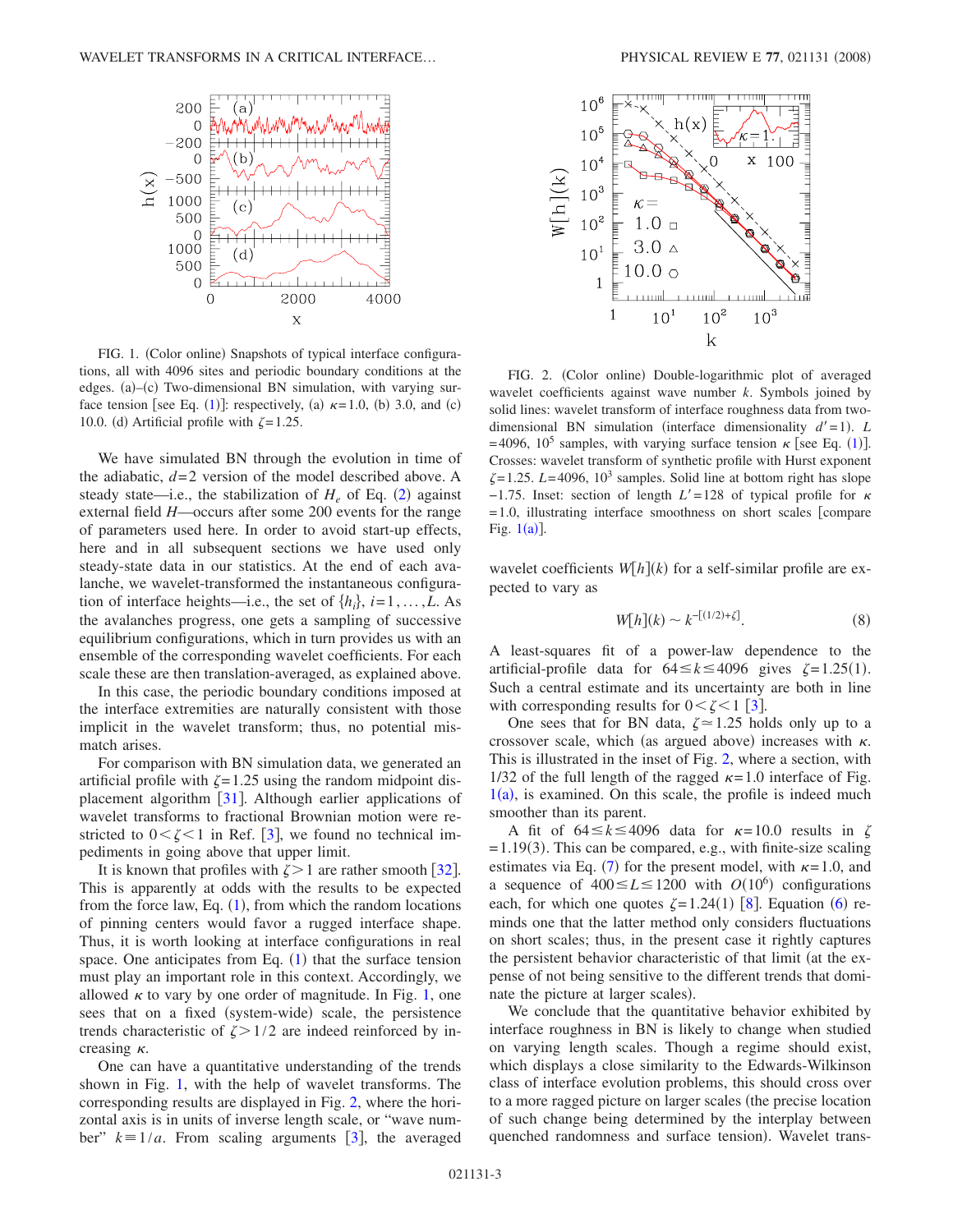FIG. 1. (Color online) Snapshots of typical interface configurations, all with 4096 sites and periodic boundary conditions at the edges. (a)–(c) Two-dimensional BN simulation, with varying surface tension [see Eq. (1)]: respectively, (a) $\kappa=1.0$, (b) 3.0, and (c) 10.0. (d) Artificial profile with $\zeta=1.25$.

We have simulated BN through the evolution in time of the adiabatic, $d=2$ version of the model described above. A steady state—i.e., the stabilization of $H_e$ of Eq. (2) against external field $H$—occurs after some 200 events for the range of parameters used here. In order to avoid start-up effects, here and in all subsequent sections we have used only steady-state data in our statistics. At the end of each avalanche, we wavelet-transformed the instantaneous configuration of interface heights—i.e., the set of $\{h_i\}$, $i=1,\ldots,L$. As the avalanches progress, one gets a sampling of successive equilibrium configurations, which in turn provides us with an ensemble of the corresponding wavelet coefficients. For each scale these are then translation-averaged, as explained above.

In this case, the periodic boundary conditions imposed at the interface extremities are naturally consistent with those implicit in the wavelet transform; thus, no potential mismatch arises.

For comparison with BN simulation data, we generated an artificial profile with $\zeta=1.25$ using the random midpoint displacement algorithm [31]. Although earlier applications of wavelet transforms to fractional Brownian motion were restricted to $0<\zeta<1$ in Ref. [3], we found no technical impediments in going above that upper limit.

It is known that profiles with $\zeta>1$ are rather smooth [32]. This is apparently at odds with the results to be expected from the force law, Eq. (1), from which the random locations of pinning centers would favor a rugged interface shape. Thus, it is worth looking at interface configurations in real space. One anticipates from Eq. (1) that the surface tension must play an important role in this context. Accordingly, we allowed $\kappa$ to vary by one order of magnitude. In Fig. 1, one sees that on a fixed (system-wide) scale, the persistence trends characteristic of $\zeta>1/2$ are indeed reinforced by increasing $\kappa$.

One can have a quantitative understanding of the trends shown in Fig. 1, with the help of wavelet transforms. The corresponding results are displayed in Fig. 2, where the horizontal axis is in units of inverse length scale, or "wave number" $k\equiv 1/a$. From scaling arguments [3], the averaged wavelet coefficients $W[h](k)$ for a self-similar profile are expected to vary as

$$W[h](k) \sim k^{-[(1/2)+\zeta]}. \tag{8}$$

FIG. 2. (Color online) Double-logarithmic plot of averaged wavelet coefficients against wave number $k$. Symbols joined by solid lines: wavelet transform of interface roughness data from two-dimensional BN simulation (interface dimensionality $d'=1$). $L=4096$, $10^5$ samples, with varying surface tension $\kappa$ [see Eq. (1)]. Crosses: wavelet transform of synthetic profile with Hurst exponent $\zeta=1.25$. $L=4096$, $10^3$ samples. Solid line at bottom right has slope $-1.75$. Inset: section of length $L'=128$ of typical profile for $\kappa=1.0$, illustrating interface smoothness on short scales [compare Fig. 1(a)].

A least-squares fit of a power-law dependence to the artificial-profile data for $64\leq k\leq 4096$ gives $\zeta=1.25(1)$. Such a central estimate and its uncertainty are both in line with corresponding results for $0<\zeta<1$ [3].

One sees that for BN data, $\zeta\simeq 1.25$ holds only up to a crossover scale, which (as argued above) increases with $\kappa$. This is illustrated in the inset of Fig. 2, where a section, with 1/32 of the full length of the ragged $\kappa=1.0$ interface of Fig. 1(a), is examined. On this scale, the profile is indeed much smoother than its parent.

A fit of $64\leq k\leq 4096$ data for $\kappa=10.0$ results in $\zeta=1.19(3)$. This can be compared, e.g., with finite-size scaling estimates via Eq. (7) for the present model, with $\kappa=1.0$, and a sequence of $400\leq L\leq 1200$ with $O(10^6)$ configurations each, for which one quotes $\zeta=1.24(1)$ [8]. Equation (6) reminds one that the latter method only considers fluctuations on short scales; thus, in the present case it rightly captures the persistent behavior characteristic of that limit (at the expense of not being sensitive to the different trends that dominate the picture at larger scales).

We conclude that the quantitative behavior exhibited by interface roughness in BN is likely to change when studied on varying length scales. Though a regime should exist, which displays a close similarity to the Edwards-Wilkinson class of interface evolution problems, this should cross over to a more ragged picture on larger scales (the precise location of such change being determined by the interplay between quenched randomness and surface tension). Wavelet trans-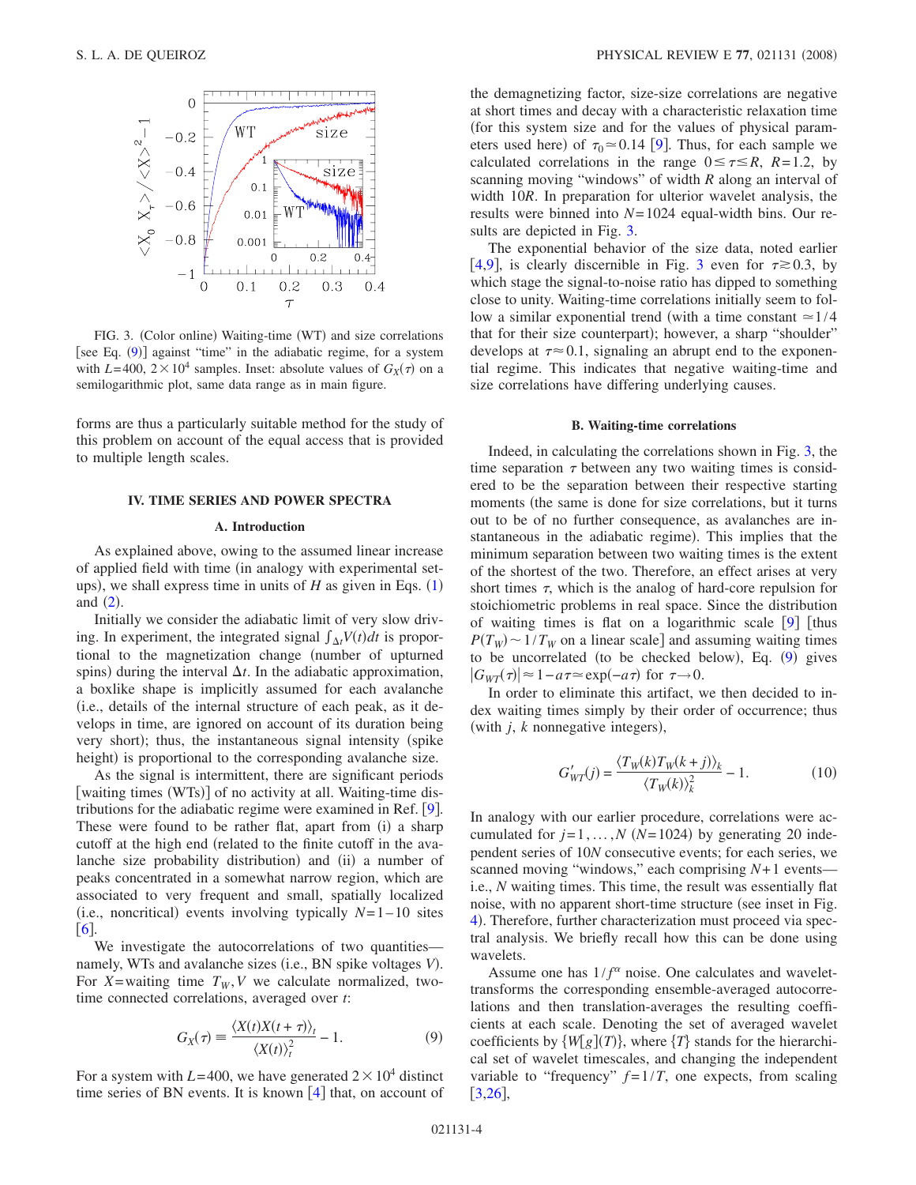FIG. 3. (Color online) Waiting-time (WT) and size correlations [see Eq. (9)] against "time" in the adiabatic regime, for a system with $L=400$, $2\times10^4$ samples. Inset: absolute values of $G_X(\tau)$ on a semilogarithmic plot, same data range as in main figure.

forms are thus a particularly suitable method for the study of this problem on account of the equal access that is provided to multiple length scales.

## IV. TIME SERIES AND POWER SPECTRA

### A. Introduction

As explained above, owing to the assumed linear increase of applied field with time (in analogy with experimental setups), we shall express time in units of $H$ as given in Eqs. (1) and (2).

Initially we consider the adiabatic limit of very slow driving. In experiment, the integrated signal $\int_{\Delta t} V(t)dt$ is proportional to the magnetization change (number of upturned spins) during the interval $\Delta t$. In the adiabatic approximation, a boxlike shape is implicitly assumed for each avalanche (i.e., details of the internal structure of each peak, as it develops in time, are ignored on account of its duration being very short); thus, the instantaneous signal intensity (spike height) is proportional to the corresponding avalanche size.

As the signal is intermittent, there are significant periods [waiting times (WTs)] of no activity at all. Waiting-time distributions for the adiabatic regime were examined in Ref. [9]. These were found to be rather flat, apart from (i) a sharp cutoff at the high end (related to the finite cutoff in the avalanche size probability distribution) and (ii) a number of peaks concentrated in a somewhat narrow region, which are associated to very frequent and small, spatially localized (i.e., noncritical) events involving typically $N=1-10$ sites [6].

We investigate the autocorrelations of two quantities—namely, WTs and avalanche sizes (i.e., BN spike voltages $V$). For $X$=waiting time $T_W, V$ we calculate normalized, two-time connected correlations, averaged over $t$:

$$G_X(\tau) \equiv \frac{\langle X(t)X(t+\tau)\rangle_t}{\langle X(t)\rangle_t^2} - 1. \tag{9}$$

For a system with $L=400$, we have generated $2\times10^4$ distinct time series of BN events. It is known [4] that, on account of the demagnetizing factor, size-size correlations are negative at short times and decay with a characteristic relaxation time (for this system size and for the values of physical parameters used here) of $\tau_0\simeq0.14$ [9]. Thus, for each sample we calculated correlations in the range $0\leq\tau\lesssim R$, $R=1.2$, by scanning moving "windows" of width $R$ along an interval of width $10R$. In preparation for ulterior wavelet analysis, the results were binned into $N=1024$ equal-width bins. Our results are depicted in Fig. 3.

The exponential behavior of the size data, noted earlier [4,9], is clearly discernible in Fig. 3 even for $\tau\gtrsim0.3$, by which stage the signal-to-noise ratio has dipped to something close to unity. Waiting-time correlations initially seem to follow a similar exponential trend (with a time constant $\simeq1/4$ that for their size counterpart); however, a sharp "shoulder" develops at $\tau\approx0.1$, signaling an abrupt end to the exponential regime. This indicates that negative waiting-time and size correlations have differing underlying causes.

### B. Waiting-time correlations

Indeed, in calculating the correlations shown in Fig. 3, the time separation $\tau$ between any two waiting times is considered to be the separation between their respective starting moments (the same is done for size correlations, but it turns out to be of no further consequence, as avalanches are instantaneous in the adiabatic regime). This implies that the minimum separation between two waiting times is the extent of the shortest of the two. Therefore, an effect arises at very short times $\tau$, which is the analog of hard-core repulsion for stoichiometric problems in real space. Since the distribution of waiting times is flat on a logarithmic scale [9] [thus $P(T_W)\sim1/T_W$ on a linear scale] and assuming waiting times to be uncorrelated (to be checked below), Eq. (9) gives $|G_{WT}(\tau)|\approx1-a\tau\simeq\exp(-a\tau)$ for $\tau\to0$.

In order to eliminate this artifact, we then decided to index waiting times simply by their order of occurrence; thus (with $j$, $k$ nonnegative integers),

$$G'_{WT}(j) = \frac{\langle T_W(k)T_W(k+j)\rangle_k}{\langle T_W(k)\rangle_k^2} - 1. \tag{10}$$

In analogy with our earlier procedure, correlations were accumulated for $j=1,\ldots,N$ ($N=1024$) by generating 20 independent series of $10N$ consecutive events; for each series, we scanned moving "windows," each comprising $N+1$ events—i.e., $N$ waiting times. This time, the result was essentially flat noise, with no apparent short-time structure (see inset in Fig. 4). Therefore, further characterization must proceed via spectral analysis. We briefly recall how this can be done using wavelets.

Assume one has $1/f^\alpha$ noise. One calculates and wavelet-transforms the corresponding ensemble-averaged autocorrelations and then translation-averages the resulting coefficients at each scale. Denoting the set of averaged wavelet coefficients by $\{W[g](T)\}$, where $\{T\}$ stands for the hierarchical set of wavelet timescales, and changing the independent variable to "frequency" $f=1/T$, one expects, from scaling [3,26],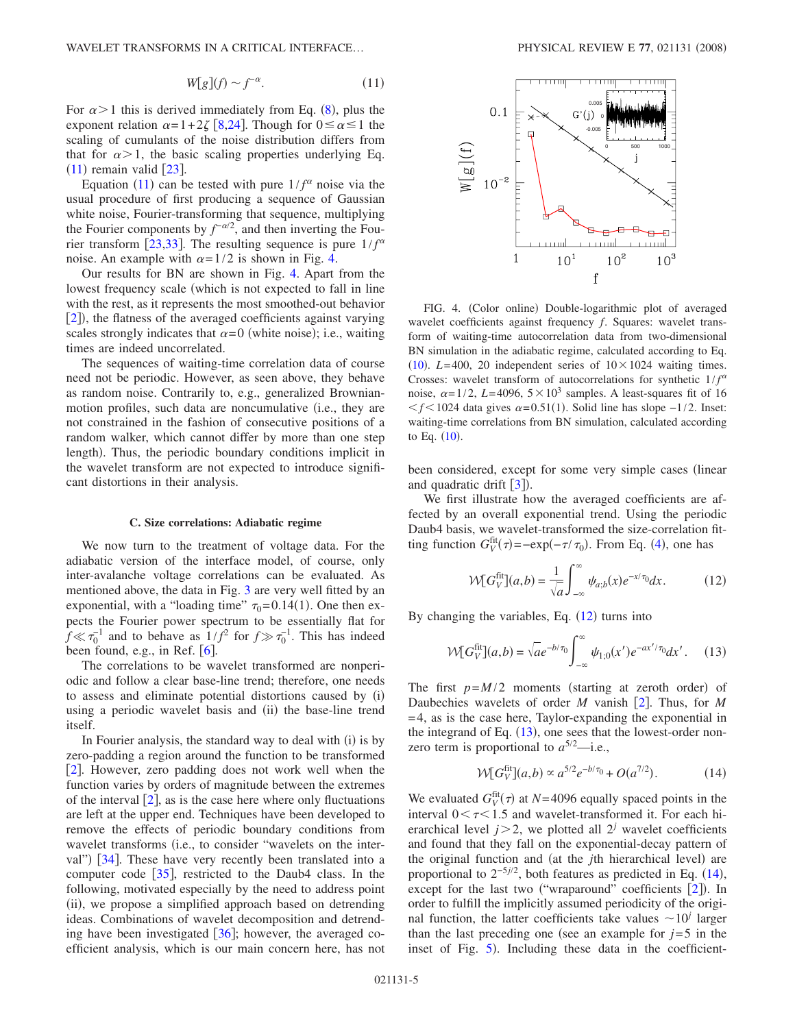$$W[g](f) \sim f^{-\alpha}. \qquad (11)$$

For $\alpha > 1$ this is derived immediately from Eq. (8), plus the exponent relation $\alpha = 1 + 2\zeta$ [8,24]. Though for $0 \le \alpha \le 1$ the scaling of cumulants of the noise distribution differs from that for $\alpha > 1$, the basic scaling properties underlying Eq. (11) remain valid [23].

Equation (11) can be tested with pure $1/f^{\alpha}$ noise via the usual procedure of first producing a sequence of Gaussian white noise, Fourier-transforming that sequence, multiplying the Fourier components by $f^{-\alpha/2}$, and then inverting the Fourier transform [23,33]. The resulting sequence is pure $1/f^{\alpha}$ noise. An example with $\alpha = 1/2$ is shown in Fig. 4.

Our results for BN are shown in Fig. 4. Apart from the lowest frequency scale (which is not expected to fall in line with the rest, as it represents the most smoothed-out behavior [2]), the flatness of the averaged coefficients against varying scales strongly indicates that $\alpha = 0$ (white noise); i.e., waiting times are indeed uncorrelated.

The sequences of waiting-time correlation data of course need not be periodic. However, as seen above, they behave as random noise. Contrarily to, e.g., generalized Brownian-motion profiles, such data are noncumulative (i.e., they are not constrained in the fashion of consecutive positions of a random walker, which cannot differ by more than one step length). Thus, the periodic boundary conditions implicit in the wavelet transform are not expected to introduce significant distortions in their analysis.

FIG. 4. (Color online) Double-logarithmic plot of averaged wavelet coefficients against frequency $f$. Squares: wavelet transform of waiting-time autocorrelation data from two-dimensional BN simulation in the adiabatic regime, calculated according to Eq. (10). $L = 400$, 20 independent series of $10 \times 1024$ waiting times. Crosses: wavelet transform of autocorrelations for synthetic $1/f^{\alpha}$ noise, $\alpha = 1/2$, $L = 4096$, $5 \times 10^3$ samples. A least-squares fit of $16 < f < 1024$ data gives $\alpha = 0.51(1)$. Solid line has slope $-1/2$. Inset: waiting-time correlations from BN simulation, calculated according to Eq. (10).

### C. Size correlations: Adiabatic regime

We now turn to the treatment of voltage data. For the adiabatic version of the interface model, of course, only inter-avalanche voltage correlations can be evaluated. As mentioned above, the data in Fig. 3 are very well fitted by an exponential, with a "loading time" $\tau_0 = 0.14(1)$. One then expects the Fourier power spectrum to be essentially flat for $f \ll \tau_0^{-1}$ and to behave as $1/f^2$ for $f \gg \tau_0^{-1}$. This has indeed been found, e.g., in Ref. [6].

The correlations to be wavelet transformed are nonperiodic and follow a clear base-line trend; therefore, one needs to assess and eliminate potential distortions caused by (i) using a periodic wavelet basis and (ii) the base-line trend itself.

In Fourier analysis, the standard way to deal with (i) is by zero-padding a region around the function to be transformed [2]. However, zero padding does not work well when the function varies by orders of magnitude between the extremes of the interval [2], as is the case here where only fluctuations are left at the upper end. Techniques have been developed to remove the effects of periodic boundary conditions from wavelet transforms (i.e., to consider "wavelets on the interval") [34]. These have very recently been translated into a computer code [35], restricted to the Daub4 class. In the following, motivated especially by the need to address point (ii), we propose a simplified approach based on detrending ideas. Combinations of wavelet decomposition and detrending have been investigated [36]; however, the averaged coefficient analysis, which is our main concern here, has not been considered, except for some very simple cases (linear and quadratic drift [3]).

We first illustrate how the averaged coefficients are affected by an overall exponential trend. Using the periodic Daub4 basis, we wavelet-transformed the size-correlation fitting function $G_V^{\rm fit}(\tau) = -\exp(-\tau/\tau_0)$. From Eq. (4), one has

$$\mathcal{W}[G_V^{\rm fit}](a,b) = \frac{1}{\sqrt{a}} \int_{-\infty}^{\infty} \psi_{a;b}(x) e^{-x/\tau_0} dx. \qquad (12)$$

By changing the variables, Eq. (12) turns into

$$\mathcal{W}[G_V^{\rm fit}](a,b) = \sqrt{a} e^{-b/\tau_0} \int_{-\infty}^{\infty} \psi_{1;0}(x') e^{-ax'/\tau_0} dx'. \qquad (13)$$

The first $p = M/2$ moments (starting at zeroth order) of Daubechies wavelets of order $M$ vanish [2]. Thus, for $M = 4$, as is the case here, Taylor-expanding the exponential in the integrand of Eq. (13), one sees that the lowest-order nonzero term is proportional to $a^{5/2}$—i.e.,

$$\mathcal{W}[G_V^{\rm fit}](a,b) \propto a^{5/2} e^{-b/\tau_0} + O(a^{7/2}). \qquad (14)$$

We evaluated $G_V^{\rm fit}(\tau)$ at $N = 4096$ equally spaced points in the interval $0 < \tau < 1.5$ and wavelet-transformed it. For each hierarchical level $j > 2$, we plotted all $2^j$ wavelet coefficients and found that they fall on the exponential-decay pattern of the original function and (at the $j$th hierarchical level) are proportional to $2^{-5j/2}$, both features as predicted in Eq. (14), except for the last two ("wraparound") coefficients [2]. In order to fulfill the implicitly assumed periodicity of the original function, the latter coefficients take values $\sim 10^j$ larger than the last preceding one (see an example for $j = 5$ in the inset of Fig. 5). Including these data in the coefficient-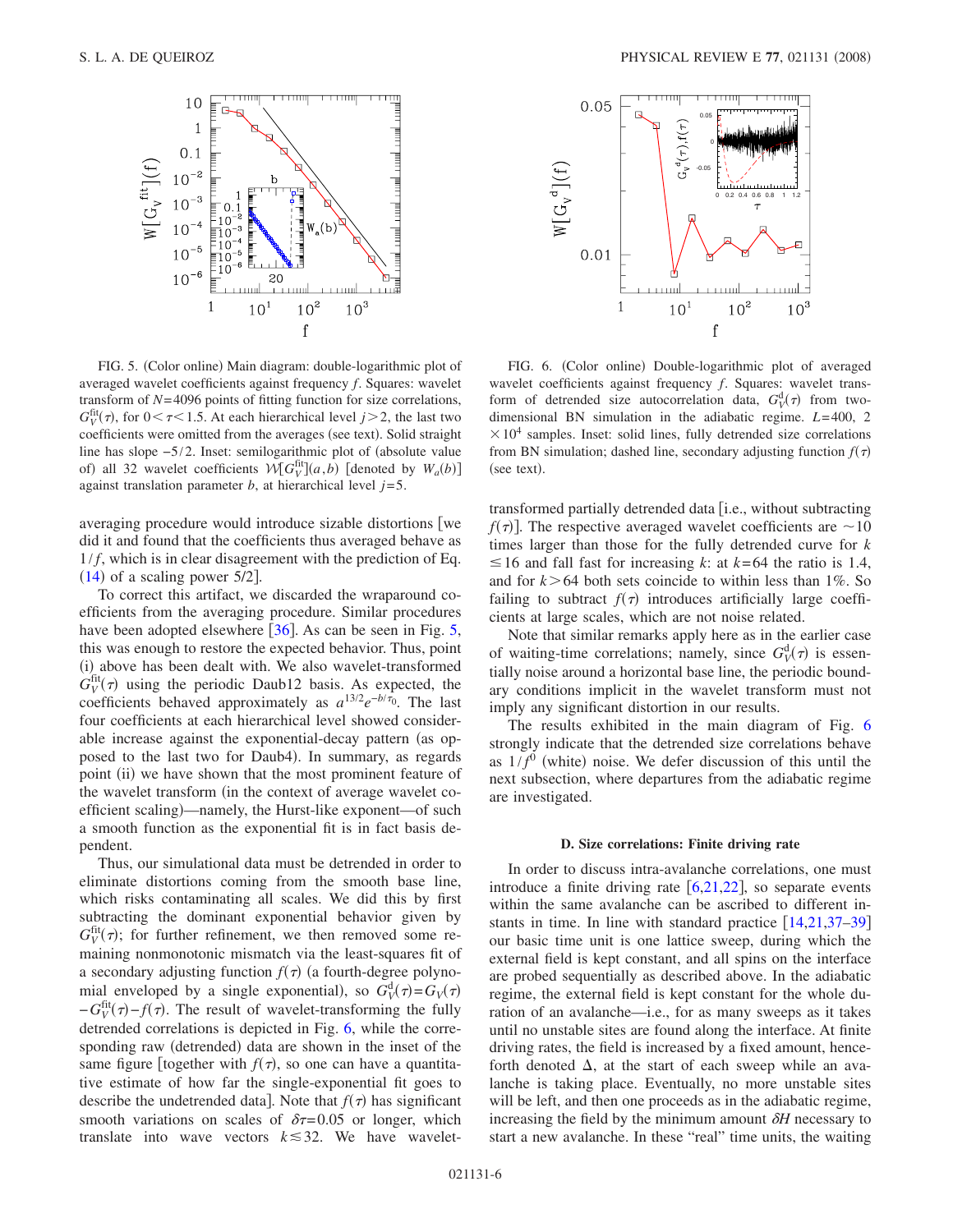FIG. 5. (Color online) Main diagram: double-logarithmic plot of averaged wavelet coefficients against frequency $f$. Squares: wavelet transform of $N=4096$ points of fitting function for size correlations, $G_V^{\rm fit}(\tau)$, for $0<\tau<1.5$. At each hierarchical level $j>2$, the last two coefficients were omitted from the averages (see text). Solid straight line has slope $-5/2$. Inset: semilogarithmic plot of (absolute value of) all 32 wavelet coefficients $\mathcal{W}[G_V^{\rm fit}](a,b)$ [denoted by $W_a(b)$] against translation parameter $b$, at hierarchical level $j=5$.

FIG. 6. (Color online) Double-logarithmic plot of averaged wavelet coefficients against frequency $f$. Squares: wavelet transform of detrended size autocorrelation data, $G_V^{\rm d}(\tau)$ from two-dimensional BN simulation in the adiabatic regime. $L=400$, $2\times 10^4$ samples. Inset: solid lines, fully detrended size correlations from BN simulation; dashed line, secondary adjusting function $f(\tau)$ (see text).

averaging procedure would introduce sizable distortions [we did it and found that the coefficients thus averaged behave as $1/f$, which is in clear disagreement with the prediction of Eq. (14) of a scaling power 5/2].

To correct this artifact, we discarded the wraparound coefficients from the averaging procedure. Similar procedures have been adopted elsewhere [36]. As can be seen in Fig. 5, this was enough to restore the expected behavior. Thus, point (i) above has been dealt with. We also wavelet-transformed $G_V^{\rm fit}(\tau)$ using the periodic Daub12 basis. As expected, the coefficients behaved approximately as $a^{13/2}e^{-b/\tau_0}$. The last four coefficients at each hierarchical level showed considerable increase against the exponential-decay pattern (as opposed to the last two for Daub4). In summary, as regards point (ii) we have shown that the most prominent feature of the wavelet transform (in the context of average wavelet coefficient scaling)—namely, the Hurst-like exponent—of such a smooth function as the exponential fit is in fact basis dependent.

Thus, our simulational data must be detrended in order to eliminate distortions coming from the smooth base line, which risks contaminating all scales. We did this by first subtracting the dominant exponential behavior given by $G_V^{\rm fit}(\tau)$; for further refinement, we then removed some remaining nonmonotonic mismatch via the least-squares fit of a secondary adjusting function $f(\tau)$ (a fourth-degree polynomial enveloped by a single exponential), so $G_V^{\rm d}(\tau)=G_V(\tau)-G_V^{\rm fit}(\tau)-f(\tau)$. The result of wavelet-transforming the fully detrended correlations is depicted in Fig. 6, while the corresponding raw (detrended) data are shown in the inset of the same figure [together with $f(\tau)$, so one can have a quantitative estimate of how far the single-exponential fit goes to describe the undetrended data]. Note that $f(\tau)$ has significant smooth variations on scales of $\delta\tau=0.05$ or longer, which translate into wave vectors $k\lesssim 32$. We have wavelet-transformed partially detrended data [i.e., without subtracting $f(\tau)$]. The respective averaged wavelet coefficients are $\sim 10$ times larger than those for the fully detrended curve for $k\leq 16$ and fall fast for increasing $k$: at $k=64$ the ratio is 1.4, and for $k>64$ both sets coincide to within less than 1%. So failing to subtract $f(\tau)$ introduces artificially large coefficients at large scales, which are not noise related.

Note that similar remarks apply here as in the earlier case of waiting-time correlations; namely, since $G_V^{\rm d}(\tau)$ is essentially noise around a horizontal base line, the periodic boundary conditions implicit in the wavelet transform must not imply any significant distortion in our results.

The results exhibited in the main diagram of Fig. 6 strongly indicate that the detrended size correlations behave as $1/f^0$ (white) noise. We defer discussion of this until the next subsection, where departures from the adiabatic regime are investigated.

### D. Size correlations: Finite driving rate

In order to discuss intra-avalanche correlations, one must introduce a finite driving rate [6,21,22], so separate events within the same avalanche can be ascribed to different instants in time. In line with standard practice [14,21,37–39] our basic time unit is one lattice sweep, during which the external field is kept constant, and all spins on the interface are probed sequentially as described above. In the adiabatic regime, the external field is kept constant for the whole duration of an avalanche—i.e., for as many sweeps as it takes until no unstable sites are found along the interface. At finite driving rates, the field is increased by a fixed amount, henceforth denoted $\Delta$, at the start of each sweep while an avalanche is taking place. Eventually, no more unstable sites will be left, and then one proceeds as in the adiabatic regime, increasing the field by the minimum amount $\delta H$ necessary to start a new avalanche. In these "real" time units, the waiting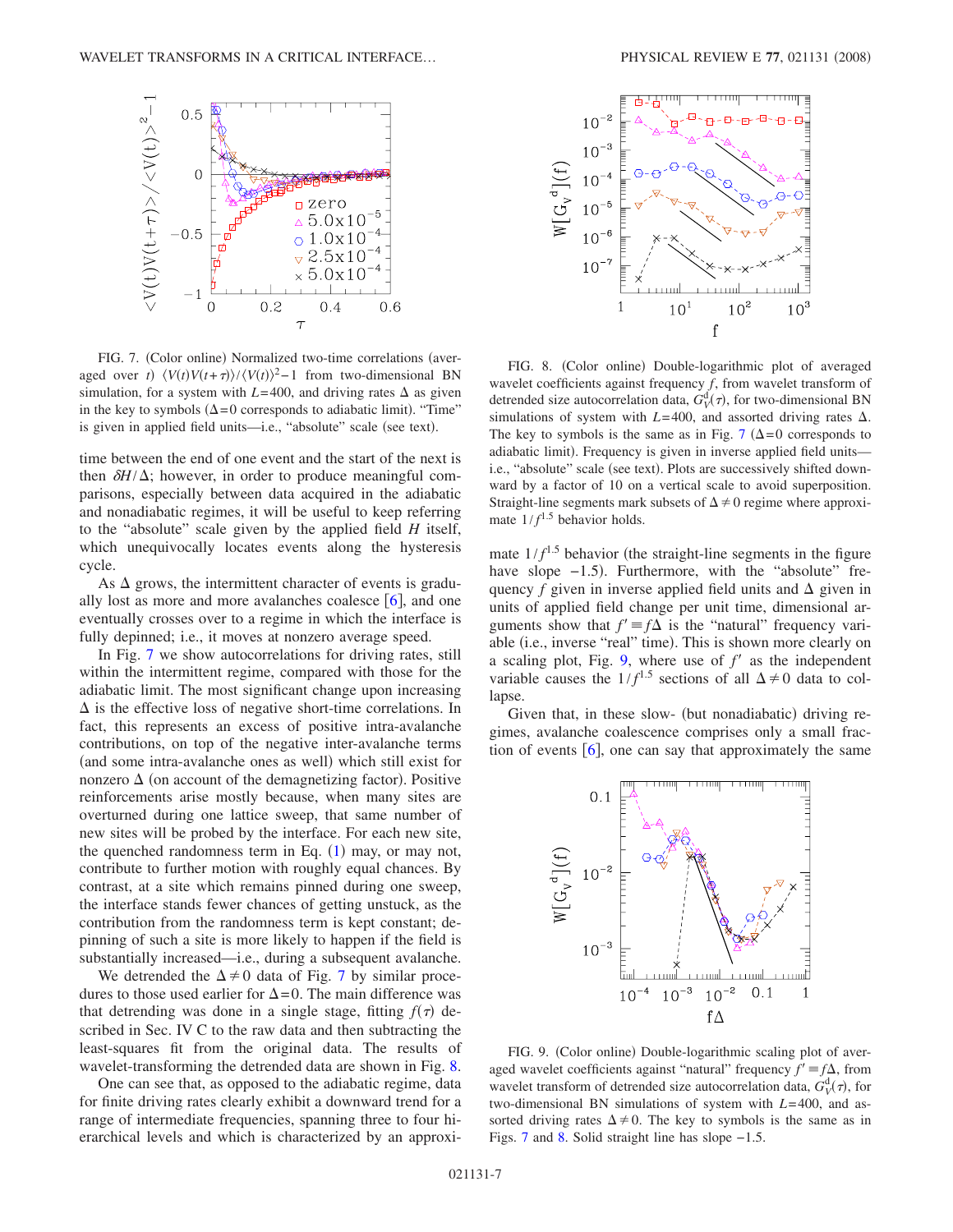FIG. 7. (Color online) Normalized two-time correlations (averaged over $t$) $\langle V(t)V(t+\tau)\rangle / \langle V(t)\rangle^2 - 1$ from two-dimensional BN simulation, for a system with $L=400$, and driving rates $\Delta$ as given in the key to symbols ($\Delta=0$ corresponds to adiabatic limit). "Time" is given in applied field units—i.e., "absolute" scale (see text).

time between the end of one event and the start of the next is then $\delta H/\Delta$; however, in order to produce meaningful comparisons, especially between data acquired in the adiabatic and nonadiabatic regimes, it will be useful to keep referring to the "absolute" scale given by the applied field $H$ itself, which unequivocally locates events along the hysteresis cycle.

As $\Delta$ grows, the intermittent character of events is gradually lost as more and more avalanches coalesce [6], and one eventually crosses over to a regime in which the interface is fully depinned; i.e., it moves at nonzero average speed.

In Fig. 7 we show autocorrelations for driving rates, still within the intermittent regime, compared with those for the adiabatic limit. The most significant change upon increasing $\Delta$ is the effective loss of negative short-time correlations. In fact, this represents an excess of positive intra-avalanche contributions, on top of the negative inter-avalanche terms (and some intra-avalanche ones as well) which still exist for nonzero $\Delta$ (on account of the demagnetizing factor). Positive reinforcements arise mostly because, when many sites are overturned during one lattice sweep, that same number of new sites will be probed by the interface. For each new site, the quenched randomness term in Eq. (1) may, or may not, contribute to further motion with roughly equal chances. By contrast, at a site which remains pinned during one sweep, the interface stands fewer chances of getting unstuck, as the contribution from the randomness term is kept constant; depinning of such a site is more likely to happen if the field is substantially increased—i.e., during a subsequent avalanche.

We detrended the $\Delta \neq 0$ data of Fig. 7 by similar procedures to those used earlier for $\Delta=0$. The main difference was that detrending was done in a single stage, fitting $f(\tau)$ described in Sec. IV C to the raw data and then subtracting the least-squares fit from the original data. The results of wavelet-transforming the detrended data are shown in Fig. 8.

One can see that, as opposed to the adiabatic regime, data for finite driving rates clearly exhibit a downward trend for a range of intermediate frequencies, spanning three to four hierarchical levels and which is characterized by an approximate $1/f^{1.5}$ behavior (the straight-line segments in the figure have slope $-1.5$). Furthermore, with the "absolute" frequency $f$ given in inverse applied field units and $\Delta$ given in units of applied field change per unit time, dimensional arguments show that $f' \equiv f\Delta$ is the "natural" frequency variable (i.e., inverse "real" time). This is shown more clearly on a scaling plot, Fig. 9, where use of $f'$ as the independent variable causes the $1/f^{1.5}$ sections of all $\Delta \neq 0$ data to collapse.

FIG. 8. (Color online) Double-logarithmic plot of averaged wavelet coefficients against frequency $f$, from wavelet transform of detrended size autocorrelation data, $G_V^d(\tau)$, for two-dimensional BN simulations of system with $L=400$, and assorted driving rates $\Delta$. The key to symbols is the same as in Fig. 7 ($\Delta=0$ corresponds to adiabatic limit). Frequency is given in inverse applied field units—i.e., "absolute" scale (see text). Plots are successively shifted downward by a factor of 10 on a vertical scale to avoid superposition. Straight-line segments mark subsets of $\Delta \neq 0$ regime where approximate $1/f^{1.5}$ behavior holds.

Given that, in these slow- (but nonadiabatic) driving regimes, avalanche coalescence comprises only a small fraction of events [6], one can say that approximately the same

FIG. 9. (Color online) Double-logarithmic scaling plot of averaged wavelet coefficients against "natural" frequency $f' \equiv f\Delta$, from wavelet transform of detrended size autocorrelation data, $G_V^d(\tau)$, for two-dimensional BN simulations of system with $L=400$, and assorted driving rates $\Delta \neq 0$. The key to symbols is the same as in Figs. 7 and 8. Solid straight line has slope $-1.5$.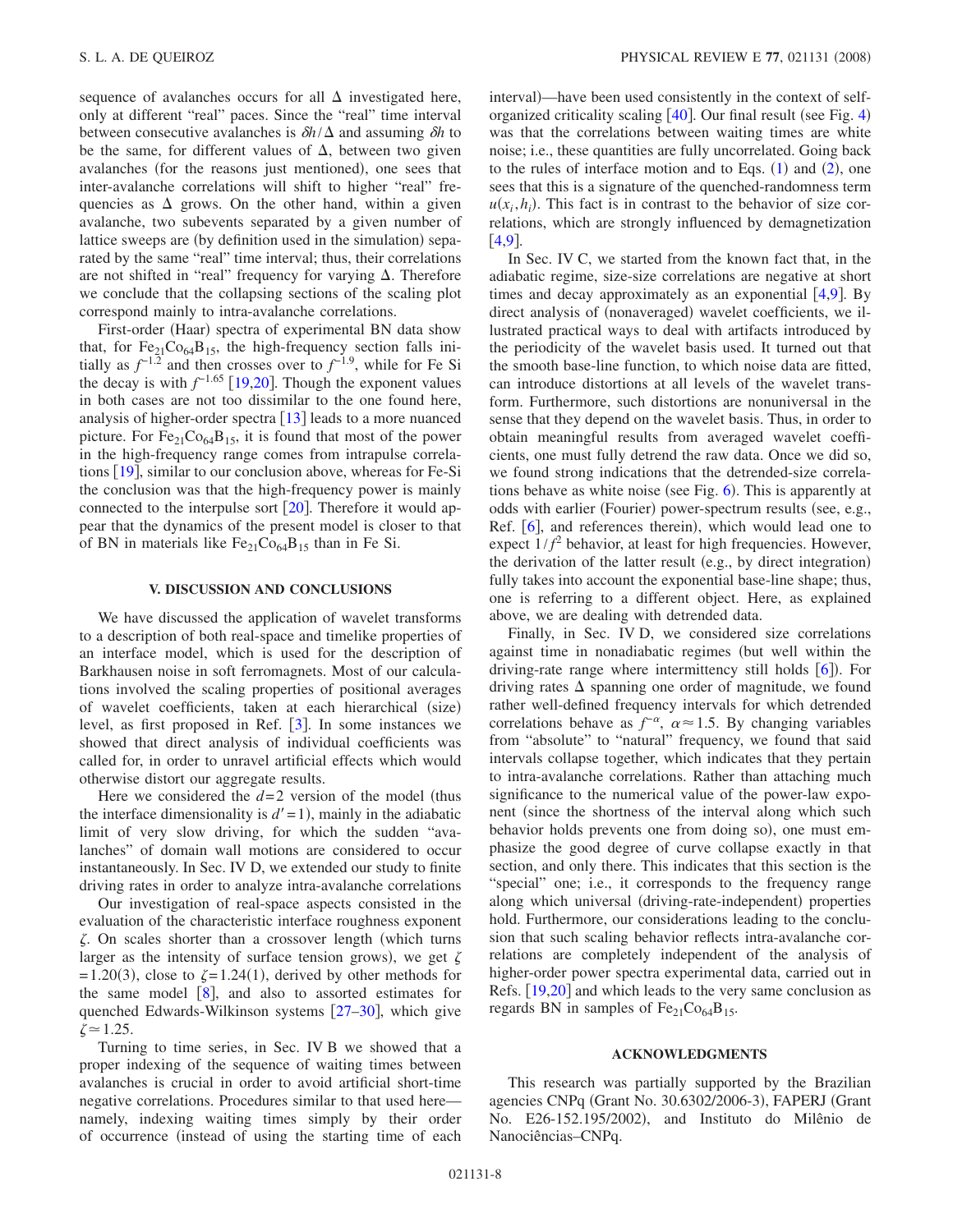sequence of avalanches occurs for all $\Delta$ investigated here, only at different "real" paces. Since the "real" time interval between consecutive avalanches is $\delta h/\Delta$ and assuming $\delta h$ to be the same, for different values of $\Delta$, between two given avalanches (for the reasons just mentioned), one sees that inter-avalanche correlations will shift to higher "real" frequencies as $\Delta$ grows. On the other hand, within a given avalanche, two subevents separated by a given number of lattice sweeps are (by definition used in the simulation) separated by the same "real" time interval; thus, their correlations are not shifted in "real" frequency for varying $\Delta$. Therefore we conclude that the collapsing sections of the scaling plot correspond mainly to intra-avalanche correlations.

First-order (Haar) spectra of experimental BN data show that, for $Fe_{21}Co_{64}B_{15}$, the high-frequency section falls initially as $f^{-1.2}$ and then crosses over to $f^{-1.9}$, while for Fe Si the decay is with $f^{-1.65}$ [19,20]. Though the exponent values in both cases are not too dissimilar to the one found here, analysis of higher-order spectra [13] leads to a more nuanced picture. For $Fe_{21}Co_{64}B_{15}$, it is found that most of the power in the high-frequency range comes from intrapulse correlations [19], similar to our conclusion above, whereas for Fe-Si the conclusion was that the high-frequency power is mainly connected to the interpulse sort [20]. Therefore it would appear that the dynamics of the present model is closer to that of BN in materials like $Fe_{21}Co_{64}B_{15}$ than in Fe Si.

## V. DISCUSSION AND CONCLUSIONS

We have discussed the application of wavelet transforms to a description of both real-space and timelike properties of an interface model, which is used for the description of Barkhausen noise in soft ferromagnets. Most of our calculations involved the scaling properties of positional averages of wavelet coefficients, taken at each hierarchical (size) level, as first proposed in Ref. [3]. In some instances we showed that direct analysis of individual coefficients was called for, in order to unravel artificial effects which would otherwise distort our aggregate results.

Here we considered the $d=2$ version of the model (thus the interface dimensionality is $d'=1$), mainly in the adiabatic limit of very slow driving, for which the sudden "avalanches" of domain wall motions are considered to occur instantaneously. In Sec. IV D, we extended our study to finite driving rates in order to analyze intra-avalanche correlations

Our investigation of real-space aspects consisted in the evaluation of the characteristic interface roughness exponent $\zeta$. On scales shorter than a crossover length (which turns larger as the intensity of surface tension grows), we get $\zeta=1.20(3)$, close to $\zeta=1.24(1)$, derived by other methods for the same model [8], and also to assorted estimates for quenched Edwards-Wilkinson systems [27–30], which give $\zeta \simeq 1.25$.

Turning to time series, in Sec. IV B we showed that a proper indexing of the sequence of waiting times between avalanches is crucial in order to avoid artificial short-time negative correlations. Procedures similar to that used here—namely, indexing waiting times simply by their order of occurrence (instead of using the starting time of each interval)—have been used consistently in the context of self-organized criticality scaling [40]. Our final result (see Fig. 4) was that the correlations between waiting times are white noise; i.e., these quantities are fully uncorrelated. Going back to the rules of interface motion and to Eqs. (1) and (2), one sees that this is a signature of the quenched-randomness term $u(x_i,h_i)$. This fact is in contrast to the behavior of size correlations, which are strongly influenced by demagnetization [4,9].

In Sec. IV C, we started from the known fact that, in the adiabatic regime, size-size correlations are negative at short times and decay approximately as an exponential [4,9]. By direct analysis of (nonaveraged) wavelet coefficients, we illustrated practical ways to deal with artifacts introduced by the periodicity of the wavelet basis used. It turned out that the smooth base-line function, to which noise data are fitted, can introduce distortions at all levels of the wavelet transform. Furthermore, such distortions are nonuniversal in the sense that they depend on the wavelet basis. Thus, in order to obtain meaningful results from averaged wavelet coefficients, one must fully detrend the raw data. Once we did so, we found strong indications that the detrended-size correlations behave as white noise (see Fig. 6). This is apparently at odds with earlier (Fourier) power-spectrum results (see, e.g., Ref. [6], and references therein), which would lead one to expect $1/f^2$ behavior, at least for high frequencies. However, the derivation of the latter result (e.g., by direct integration) fully takes into account the exponential base-line shape; thus, one is referring to a different object. Here, as explained above, we are dealing with detrended data.

Finally, in Sec. IV D, we considered size correlations against time in nonadiabatic regimes (but well within the driving-rate range where intermittency still holds [6]). For driving rates $\Delta$ spanning one order of magnitude, we found rather well-defined frequency intervals for which detrended correlations behave as $f^{-\alpha}$, $\alpha \approx 1.5$. By changing variables from "absolute" to "natural" frequency, we found that said intervals collapse together, which indicates that they pertain to intra-avalanche correlations. Rather than attaching much significance to the numerical value of the power-law exponent (since the shortness of the interval along which such behavior holds prevents one from doing so), one must emphasize the good degree of curve collapse exactly in that section, and only there. This indicates that this section is the "special" one; i.e., it corresponds to the frequency range along which universal (driving-rate-independent) properties hold. Furthermore, our considerations leading to the conclusion that such scaling behavior reflects intra-avalanche correlations are completely independent of the analysis of higher-order power spectra experimental data, carried out in Refs. [19,20] and which leads to the very same conclusion as regards BN in samples of $Fe_{21}Co_{64}B_{15}$.

## ACKNOWLEDGMENTS

This research was partially supported by the Brazilian agencies CNPq (Grant No. 30.6302/2006-3), FAPERJ (Grant No. E26-152.195/2002), and Instituto do Milênio de Nanociências–CNPq.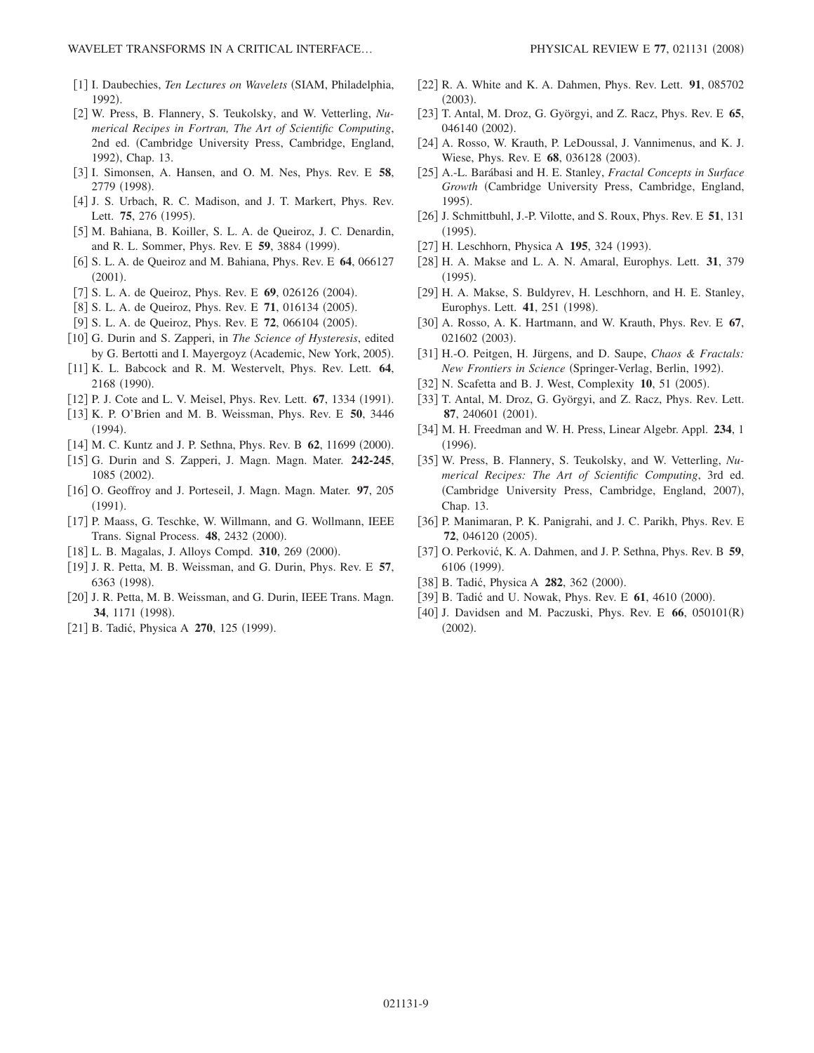[1] I. Daubechies, *Ten Lectures on Wavelets* (SIAM, Philadelphia, 1992).

[2] W. Press, B. Flannery, S. Teukolsky, and W. Vetterling, *Numerical Recipes in Fortran, The Art of Scientific Computing*, 2nd ed. (Cambridge University Press, Cambridge, England, 1992), Chap. 13.

[3] I. Simonsen, A. Hansen, and O. M. Nes, Phys. Rev. E **58**, 2779 (1998).

[4] J. S. Urbach, R. C. Madison, and J. T. Markert, Phys. Rev. Lett. **75**, 276 (1995).

[5] M. Bahiana, B. Koiller, S. L. A. de Queiroz, J. C. Denardin, and R. L. Sommer, Phys. Rev. E **59**, 3884 (1999).

[6] S. L. A. de Queiroz and M. Bahiana, Phys. Rev. E **64**, 066127 (2001).

[7] S. L. A. de Queiroz, Phys. Rev. E **69**, 026126 (2004).

[8] S. L. A. de Queiroz, Phys. Rev. E **71**, 016134 (2005).

[9] S. L. A. de Queiroz, Phys. Rev. E **72**, 066104 (2005).

[10] G. Durin and S. Zapperi, in *The Science of Hysteresis*, edited by G. Bertotti and I. Mayergoyz (Academic, New York, 2005).

[11] K. L. Babcock and R. M. Westervelt, Phys. Rev. Lett. **64**, 2168 (1990).

[12] P. J. Cote and L. V. Meisel, Phys. Rev. Lett. **67**, 1334 (1991).

[13] K. P. O'Brien and M. B. Weissman, Phys. Rev. E **50**, 3446 (1994).

[14] M. C. Kuntz and J. P. Sethna, Phys. Rev. B **62**, 11699 (2000).

[15] G. Durin and S. Zapperi, J. Magn. Magn. Mater. **242-245**, 1085 (2002).

[16] O. Geoffroy and J. Porteseil, J. Magn. Magn. Mater. **97**, 205 (1991).

[17] P. Maass, G. Teschke, W. Willmann, and G. Wollmann, IEEE Trans. Signal Process. **48**, 2432 (2000).

[18] L. B. Magalas, J. Alloys Compd. **310**, 269 (2000).

[19] J. R. Petta, M. B. Weissman, and G. Durin, Phys. Rev. E **57**, 6363 (1998).

[20] J. R. Petta, M. B. Weissman, and G. Durin, IEEE Trans. Magn. **34**, 1171 (1998).

[21] B. Tadić, Physica A **270**, 125 (1999).

[22] R. A. White and K. A. Dahmen, Phys. Rev. Lett. **91**, 085702 (2003).

[23] T. Antal, M. Droz, G. Györgyi, and Z. Racz, Phys. Rev. E **65**, 046140 (2002).

[24] A. Rosso, W. Krauth, P. LeDoussal, J. Vannimenus, and K. J. Wiese, Phys. Rev. E **68**, 036128 (2003).

[25] A.-L. Barábasi and H. E. Stanley, *Fractal Concepts in Surface Growth* (Cambridge University Press, Cambridge, England, 1995).

[26] J. Schmittbuhl, J.-P. Vilotte, and S. Roux, Phys. Rev. E **51**, 131 (1995).

[27] H. Leschhorn, Physica A **195**, 324 (1993).

[28] H. A. Makse and L. A. N. Amaral, Europhys. Lett. **31**, 379 (1995).

[29] H. A. Makse, S. Buldyrev, H. Leschhorn, and H. E. Stanley, Europhys. Lett. **41**, 251 (1998).

[30] A. Rosso, A. K. Hartmann, and W. Krauth, Phys. Rev. E **67**, 021602 (2003).

[31] H.-O. Peitgen, H. Jürgens, and D. Saupe, *Chaos & Fractals: New Frontiers in Science* (Springer-Verlag, Berlin, 1992).

[32] N. Scafetta and B. J. West, Complexity **10**, 51 (2005).

[33] T. Antal, M. Droz, G. Györgyi, and Z. Racz, Phys. Rev. Lett. **87**, 240601 (2001).

[34] M. H. Freedman and W. H. Press, Linear Algebr. Appl. **234**, 1 (1996).

[35] W. Press, B. Flannery, S. Teukolsky, and W. Vetterling, *Numerical Recipes: The Art of Scientific Computing*, 3rd ed. (Cambridge University Press, Cambridge, England, 2007), Chap. 13.

[36] P. Manimaran, P. K. Panigrahi, and J. C. Parikh, Phys. Rev. E **72**, 046120 (2005).

[37] O. Perković, K. A. Dahmen, and J. P. Sethna, Phys. Rev. B **59**, 6106 (1999).

[38] B. Tadić, Physica A **282**, 362 (2000).

[39] B. Tadić and U. Nowak, Phys. Rev. E **61**, 4610 (2000).

[40] J. Davidsen and M. Paczuski, Phys. Rev. E **66**, 050101(R) (2002).